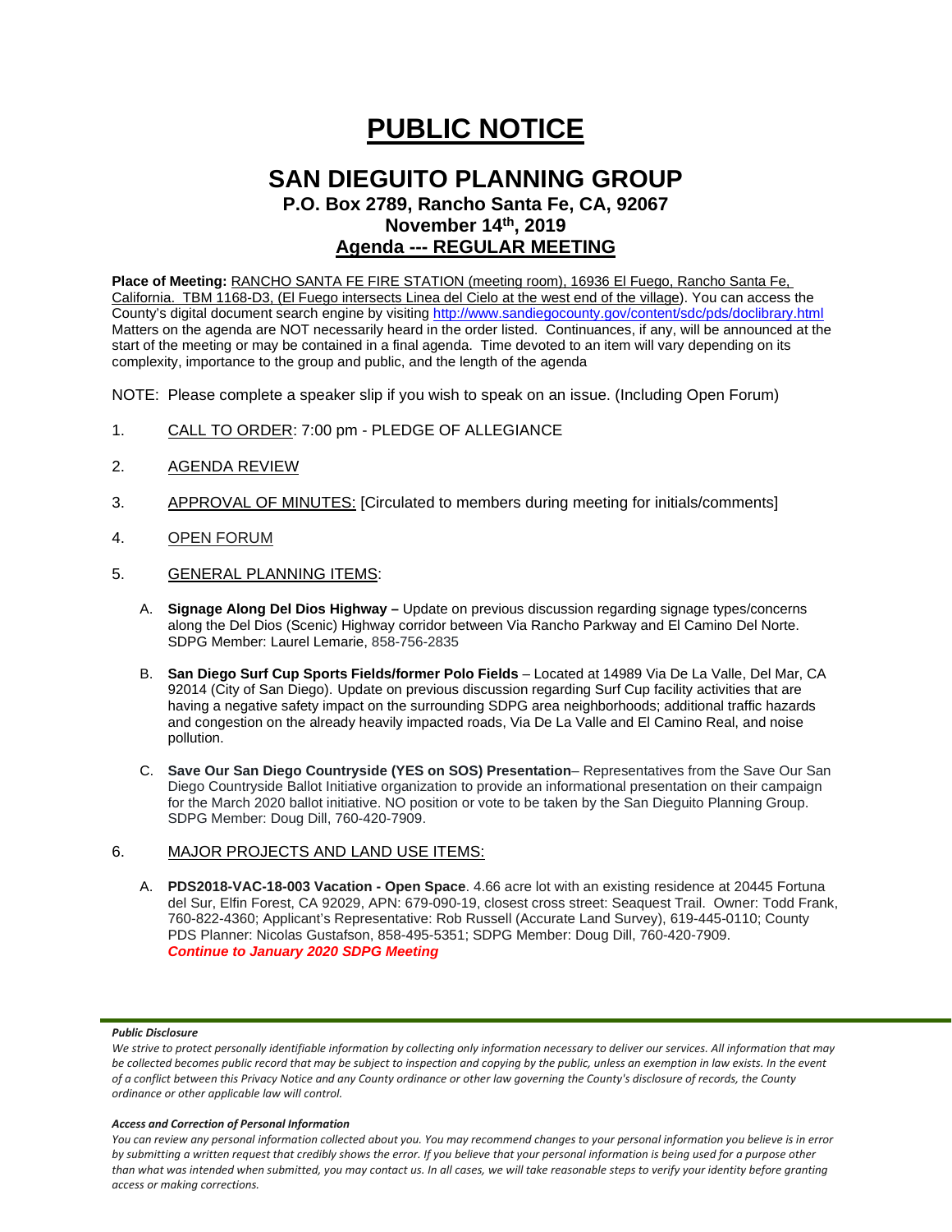# PUBLIC NOTICE

## SAN DIEGUITO PLANNING GROUP

### P.O. Box 2789, Rancho Santa Fe, CA, 92067

### November 14th, 2019

### Agenda --- REGULAR MEETING

**Place of Meeting:** RANCHO SANTA FE FIRE STATION (meeting room), 16936 El Fuego, Rancho Santa Fe, California. TBM 1168-D3, (El Fuego intersects Linea del Cielo at the west end of the village). You can access the County's digital document search engine by visiting http://www.sandiegocounty.gov/content/sdc/pds/doclibrary.html Matters on the agenda are NOT necessarily heard in the order listed. Continuances, if any, will be announced at the start of the meeting or may be contained in a final agenda. Time devoted to an item will vary depending on its complexity, importance to the group and public, and the length of the agenda

NOTE: Please complete a speaker slip if you wish to speak on an issue. (Including Open Forum)

1. CALL TO ORDER: 7:00 pm - PLEDGE OF ALLEGIANCE

2. AGENDA REVIEW

3. APPROVAL OF MINUTES: [Circulated to members during meeting for initials/comments]

4. OPEN FORUM

5. GENERAL PLANNING ITEMS:

   A. **Signage Along Del Dios Highway –** Update on previous discussion regarding signage types/concerns along the Del Dios (Scenic) Highway corridor between Via Rancho Parkway and El Camino Del Norte. SDPG Member: Laurel Lemarie, 858-756-2835

   B. **San Diego Surf Cup Sports Fields/former Polo Fields** – Located at 14989 Via De La Valle, Del Mar, CA 92014 (City of San Diego). Update on previous discussion regarding Surf Cup facility activities that are having a negative safety impact on the surrounding SDPG area neighborhoods; additional traffic hazards and congestion on the already heavily impacted roads, Via De La Valle and El Camino Real, and noise pollution.

   C. **Save Our San Diego Countryside (YES on SOS) Presentation**– Representatives from the Save Our San Diego Countryside Ballot Initiative organization to provide an informational presentation on their campaign for the March 2020 ballot initiative. NO position or vote to be taken by the San Dieguito Planning Group. SDPG Member: Doug Dill, 760-420-7909.

6. MAJOR PROJECTS AND LAND USE ITEMS:

   A. **PDS2018-VAC-18-003 Vacation - Open Space**. 4.66 acre lot with an existing residence at 20445 Fortuna del Sur, Elfin Forest, CA 92029, APN: 679-090-19, closest cross street: Seaquest Trail. Owner: Todd Frank, 760-822-4360; Applicant's Representative: Rob Russell (Accurate Land Survey), 619-445-0110; County PDS Planner: Nicolas Gustafson, 858-495-5351; SDPG Member: Doug Dill, 760-420-7909.
   ***Continue to January 2020 SDPG Meeting***

***Public Disclosure***

*We strive to protect personally identifiable information by collecting only information necessary to deliver our services. All information that may be collected becomes public record that may be subject to inspection and copying by the public, unless an exemption in law exists. In the event of a conflict between this Privacy Notice and any County ordinance or other law governing the County's disclosure of records, the County ordinance or other applicable law will control.*

***Access and Correction of Personal Information***

*You can review any personal information collected about you. You may recommend changes to your personal information you believe is in error by submitting a written request that credibly shows the error. If you believe that your personal information is being used for a purpose other than what was intended when submitted, you may contact us. In all cases, we will take reasonable steps to verify your identity before granting access or making corrections.*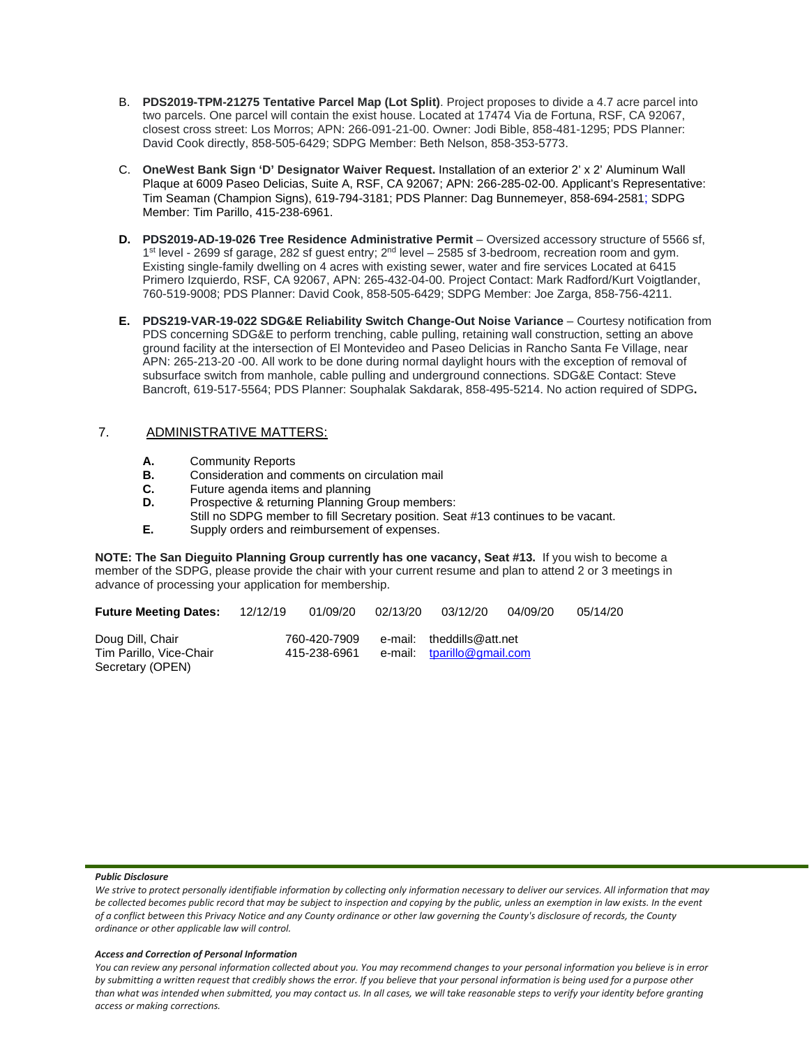B. **PDS2019-TPM-21275 Tentative Parcel Map (Lot Split)**. Project proposes to divide a 4.7 acre parcel into two parcels. One parcel will contain the exist house. Located at 17474 Via de Fortuna, RSF, CA 92067, closest cross street: Los Morros; APN: 266-091-21-00. Owner: Jodi Bible, 858-481-1295; PDS Planner: David Cook directly, 858-505-6429; SDPG Member: Beth Nelson, 858-353-5773.

C. **OneWest Bank Sign 'D' Designator Waiver Request.** Installation of an exterior 2' x 2' Aluminum Wall Plaque at 6009 Paseo Delicias, Suite A, RSF, CA 92067; APN: 266-285-02-00. Applicant's Representative: Tim Seaman (Champion Signs), 619-794-3181; PDS Planner: Dag Bunnemeyer, 858-694-2581; SDPG Member: Tim Parillo, 415-238-6961.

**D. PDS2019-AD-19-026 Tree Residence Administrative Permit** – Oversized accessory structure of 5566 sf, 1st level - 2699 sf garage, 282 sf guest entry; 2nd level – 2585 sf 3-bedroom, recreation room and gym. Existing single-family dwelling on 4 acres with existing sewer, water and fire services Located at 6415 Primero Izquierdo, RSF, CA 92067, APN: 265-432-04-00. Project Contact: Mark Radford/Kurt Voigtlander, 760-519-9008; PDS Planner: David Cook, 858-505-6429; SDPG Member: Joe Zarga, 858-756-4211.

**E. PDS219-VAR-19-022 SDG&E Reliability Switch Change-Out Noise Variance** – Courtesy notification from PDS concerning SDG&E to perform trenching, cable pulling, retaining wall construction, setting an above ground facility at the intersection of El Montevideo and Paseo Delicias in Rancho Santa Fe Village, near APN: 265-213-20 -00. All work to be done during normal daylight hours with the exception of removal of subsurface switch from manhole, cable pulling and underground connections. SDG&E Contact: Steve Bancroft, 619-517-5564; PDS Planner: Souphalak Sakdarak, 858-495-5214. No action required of SDPG**.**

7. ADMINISTRATIVE MATTERS:

**A.** Community Reports
**B.** Consideration and comments on circulation mail
**C.** Future agenda items and planning
**D.** Prospective & returning Planning Group members:
Still no SDPG member to fill Secretary position. Seat #13 continues to be vacant.
**E.** Supply orders and reimbursement of expenses.

**NOTE: The San Dieguito Planning Group currently has one vacancy, Seat #13.** If you wish to become a member of the SDPG, please provide the chair with your current resume and plan to attend 2 or 3 meetings in advance of processing your application for membership.

**Future Meeting Dates:** 12/12/19 01/09/20 02/13/20 03/12/20 04/09/20 05/14/20

Doug Dill, Chair 760-420-7909 e-mail: theddills@att.net
Tim Parillo, Vice-Chair 415-238-6961 e-mail: tparillo@gmail.com
Secretary (OPEN)

***Public Disclosure***

*We strive to protect personally identifiable information by collecting only information necessary to deliver our services. All information that may be collected becomes public record that may be subject to inspection and copying by the public, unless an exemption in law exists. In the event of a conflict between this Privacy Notice and any County ordinance or other law governing the County's disclosure of records, the County ordinance or other applicable law will control.*

***Access and Correction of Personal Information***

*You can review any personal information collected about you. You may recommend changes to your personal information you believe is in error by submitting a written request that credibly shows the error. If you believe that your personal information is being used for a purpose other than what was intended when submitted, you may contact us. In all cases, we will take reasonable steps to verify your identity before granting access or making corrections.*